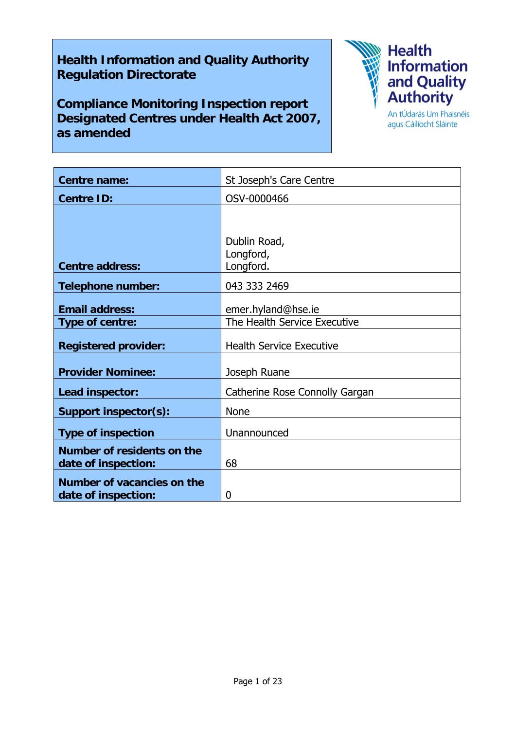# Health Information and Quality Authority Regulation Directorate

## Compliance Monitoring Inspection report Designated Centres under Health Act 2007, as amended

Health Information and Quality Authority

An tÚdarás Um Fhaisnéis agus Cáilíocht Sláinte

| | |
|---|---|
| **Centre name:** | St Joseph's Care Centre |
| **Centre ID:** | OSV-0000466 |
| **Centre address:** | Dublin Road,<br>Longford,<br>Longford. |
| **Telephone number:** | 043 333 2469 |
| **Email address:** | emer.hyland@hse.ie |
| **Type of centre:** | The Health Service Executive |
| **Registered provider:** | Health Service Executive |
| **Provider Nominee:** | Joseph Ruane |
| **Lead inspector:** | Catherine Rose Connolly Gargan |
| **Support inspector(s):** | None |
| **Type of inspection** | Unannounced |
| **Number of residents on the date of inspection:** | 68 |
| **Number of vacancies on the date of inspection:** | 0 |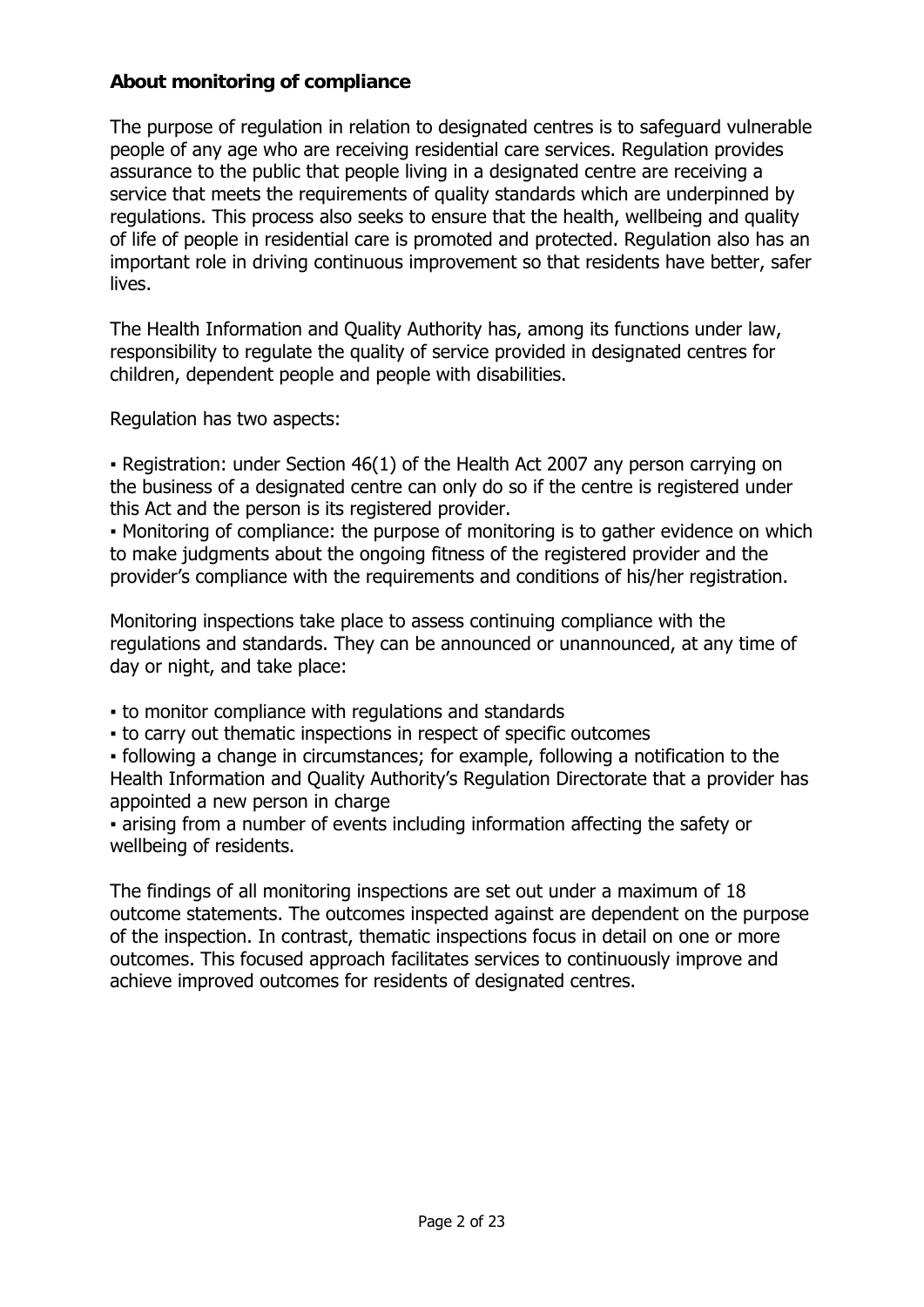**About monitoring of compliance**

The purpose of regulation in relation to designated centres is to safeguard vulnerable people of any age who are receiving residential care services. Regulation provides assurance to the public that people living in a designated centre are receiving a service that meets the requirements of quality standards which are underpinned by regulations. This process also seeks to ensure that the health, wellbeing and quality of life of people in residential care is promoted and protected. Regulation also has an important role in driving continuous improvement so that residents have better, safer lives.

The Health Information and Quality Authority has, among its functions under law, responsibility to regulate the quality of service provided in designated centres for children, dependent people and people with disabilities.

Regulation has two aspects:

▪ Registration: under Section 46(1) of the Health Act 2007 any person carrying on the business of a designated centre can only do so if the centre is registered under this Act and the person is its registered provider.
▪ Monitoring of compliance: the purpose of monitoring is to gather evidence on which to make judgments about the ongoing fitness of the registered provider and the provider's compliance with the requirements and conditions of his/her registration.

Monitoring inspections take place to assess continuing compliance with the regulations and standards. They can be announced or unannounced, at any time of day or night, and take place:

▪ to monitor compliance with regulations and standards
▪ to carry out thematic inspections in respect of specific outcomes
▪ following a change in circumstances; for example, following a notification to the Health Information and Quality Authority's Regulation Directorate that a provider has appointed a new person in charge
▪ arising from a number of events including information affecting the safety or wellbeing of residents.

The findings of all monitoring inspections are set out under a maximum of 18 outcome statements. The outcomes inspected against are dependent on the purpose of the inspection. In contrast, thematic inspections focus in detail on one or more outcomes. This focused approach facilitates services to continuously improve and achieve improved outcomes for residents of designated centres.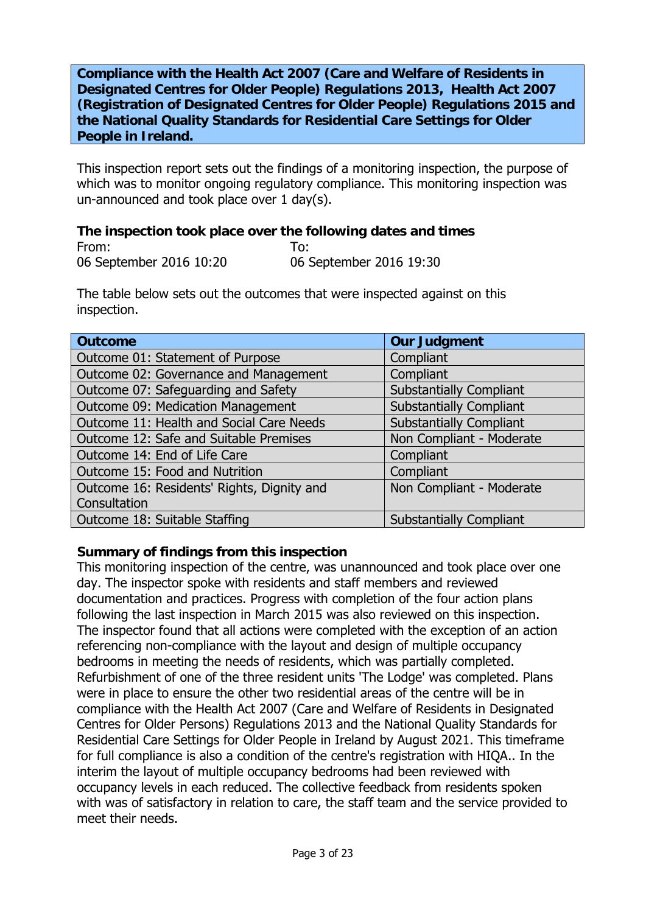**Compliance with the Health Act 2007 (Care and Welfare of Residents in Designated Centres for Older People) Regulations 2013, Health Act 2007 (Registration of Designated Centres for Older People) Regulations 2015 and the National Quality Standards for Residential Care Settings for Older People in Ireland.**

This inspection report sets out the findings of a monitoring inspection, the purpose of which was to monitor ongoing regulatory compliance. This monitoring inspection was un-announced and took place over 1 day(s).

**The inspection took place over the following dates and times**

| From: | To: |
|---|---|
| 06 September 2016 10:20 | 06 September 2016 19:30 |

The table below sets out the outcomes that were inspected against on this inspection.

| Outcome | Our Judgment |
|---|---|
| Outcome 01: Statement of Purpose | Compliant |
| Outcome 02: Governance and Management | Compliant |
| Outcome 07: Safeguarding and Safety | Substantially Compliant |
| Outcome 09: Medication Management | Substantially Compliant |
| Outcome 11: Health and Social Care Needs | Substantially Compliant |
| Outcome 12: Safe and Suitable Premises | Non Compliant - Moderate |
| Outcome 14: End of Life Care | Compliant |
| Outcome 15: Food and Nutrition | Compliant |
| Outcome 16: Residents' Rights, Dignity and Consultation | Non Compliant - Moderate |
| Outcome 18: Suitable Staffing | Substantially Compliant |

**Summary of findings from this inspection**

This monitoring inspection of the centre, was unannounced and took place over one day. The inspector spoke with residents and staff members and reviewed documentation and practices. Progress with completion of the four action plans following the last inspection in March 2015 was also reviewed on this inspection. The inspector found that all actions were completed with the exception of an action referencing non-compliance with the layout and design of multiple occupancy bedrooms in meeting the needs of residents, which was partially completed. Refurbishment of one of the three resident units 'The Lodge' was completed. Plans were in place to ensure the other two residential areas of the centre will be in compliance with the Health Act 2007 (Care and Welfare of Residents in Designated Centres for Older Persons) Regulations 2013 and the National Quality Standards for Residential Care Settings for Older People in Ireland by August 2021. This timeframe for full compliance is also a condition of the centre's registration with HIQA.. In the interim the layout of multiple occupancy bedrooms had been reviewed with occupancy levels in each reduced. The collective feedback from residents spoken with was of satisfactory in relation to care, the staff team and the service provided to meet their needs.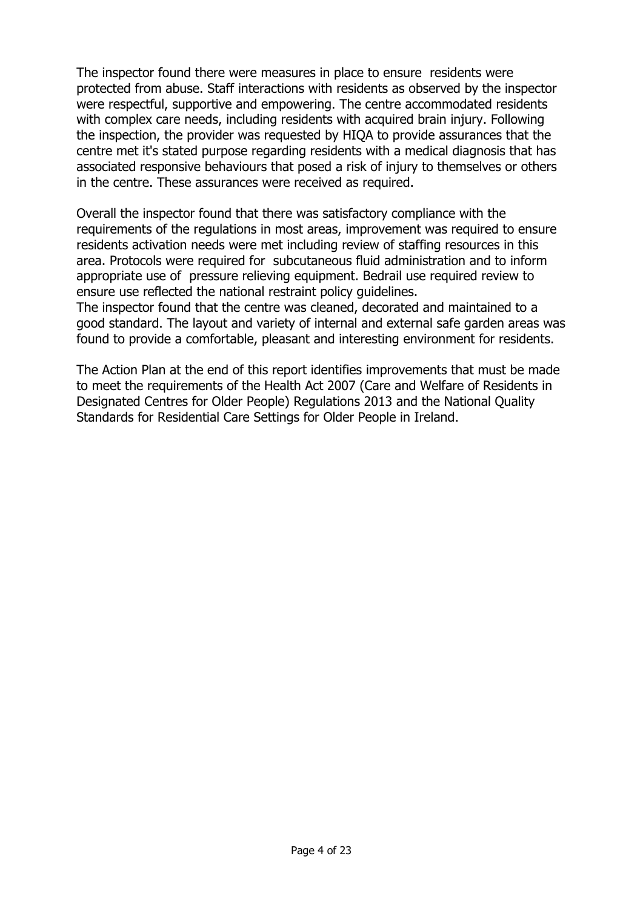The inspector found there were measures in place to ensure residents were protected from abuse. Staff interactions with residents as observed by the inspector were respectful, supportive and empowering. The centre accommodated residents with complex care needs, including residents with acquired brain injury. Following the inspection, the provider was requested by HIQA to provide assurances that the centre met it's stated purpose regarding residents with a medical diagnosis that has associated responsive behaviours that posed a risk of injury to themselves or others in the centre. These assurances were received as required.

Overall the inspector found that there was satisfactory compliance with the requirements of the regulations in most areas, improvement was required to ensure residents activation needs were met including review of staffing resources in this area. Protocols were required for subcutaneous fluid administration and to inform appropriate use of pressure relieving equipment. Bedrail use required review to ensure use reflected the national restraint policy guidelines.
The inspector found that the centre was cleaned, decorated and maintained to a good standard. The layout and variety of internal and external safe garden areas was found to provide a comfortable, pleasant and interesting environment for residents.

The Action Plan at the end of this report identifies improvements that must be made to meet the requirements of the Health Act 2007 (Care and Welfare of Residents in Designated Centres for Older People) Regulations 2013 and the National Quality Standards for Residential Care Settings for Older People in Ireland.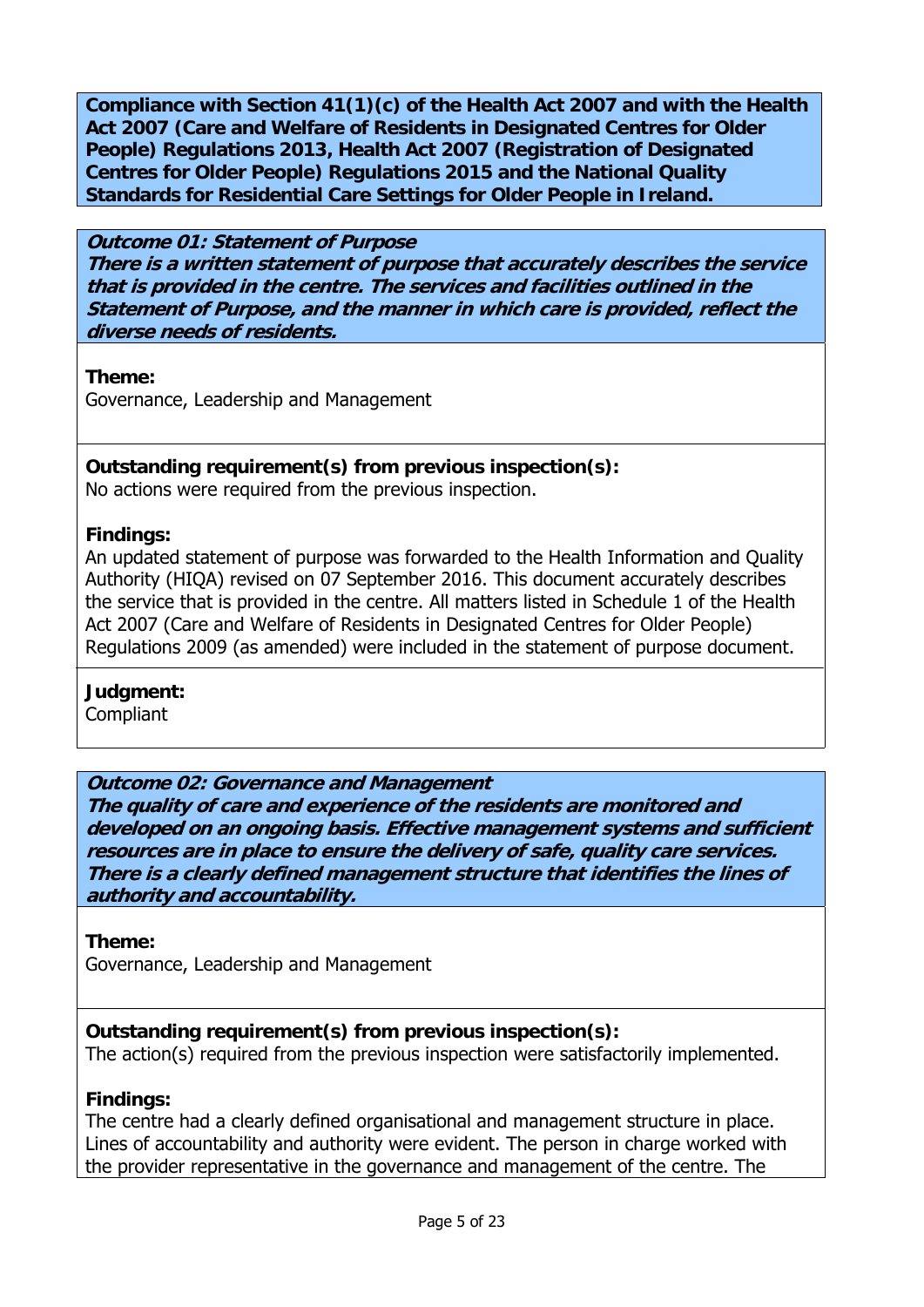**Compliance with Section 41(1)(c) of the Health Act 2007 and with the Health Act 2007 (Care and Welfare of Residents in Designated Centres for Older People) Regulations 2013, Health Act 2007 (Registration of Designated Centres for Older People) Regulations 2015 and the National Quality Standards for Residential Care Settings for Older People in Ireland.**

***Outcome 01: Statement of Purpose***
***There is a written statement of purpose that accurately describes the service that is provided in the centre. The services and facilities outlined in the Statement of Purpose, and the manner in which care is provided, reflect the diverse needs of residents.***

**Theme:**
Governance, Leadership and Management

**Outstanding requirement(s) from previous inspection(s):**
No actions were required from the previous inspection.

**Findings:**
An updated statement of purpose was forwarded to the Health Information and Quality Authority (HIQA) revised on 07 September 2016. This document accurately describes the service that is provided in the centre. All matters listed in Schedule 1 of the Health Act 2007 (Care and Welfare of Residents in Designated Centres for Older People) Regulations 2009 (as amended) were included in the statement of purpose document.

**Judgment:**
Compliant

***Outcome 02: Governance and Management***
***The quality of care and experience of the residents are monitored and developed on an ongoing basis. Effective management systems and sufficient resources are in place to ensure the delivery of safe, quality care services. There is a clearly defined management structure that identifies the lines of authority and accountability.***

**Theme:**
Governance, Leadership and Management

**Outstanding requirement(s) from previous inspection(s):**
The action(s) required from the previous inspection were satisfactorily implemented.

**Findings:**
The centre had a clearly defined organisational and management structure in place. Lines of accountability and authority were evident. The person in charge worked with the provider representative in the governance and management of the centre. The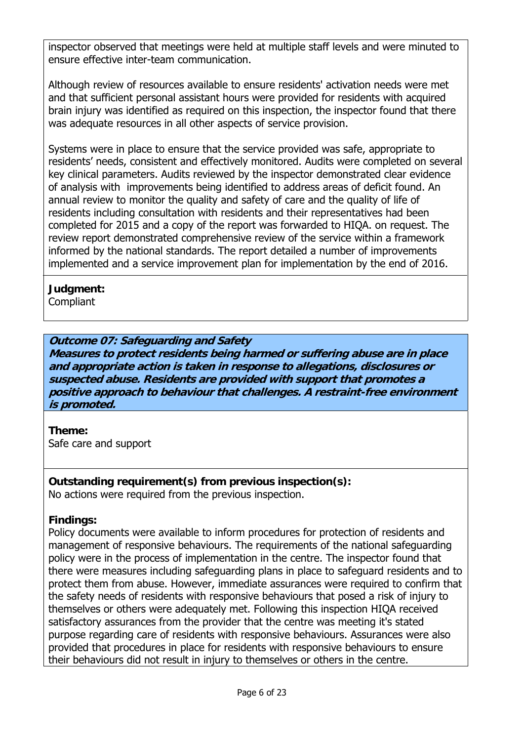inspector observed that meetings were held at multiple staff levels and were minuted to ensure effective inter-team communication.

Although review of resources available to ensure residents' activation needs were met and that sufficient personal assistant hours were provided for residents with acquired brain injury was identified as required on this inspection, the inspector found that there was adequate resources in all other aspects of service provision.

Systems were in place to ensure that the service provided was safe, appropriate to residents' needs, consistent and effectively monitored. Audits were completed on several key clinical parameters. Audits reviewed by the inspector demonstrated clear evidence of analysis with improvements being identified to address areas of deficit found. An annual review to monitor the quality and safety of care and the quality of life of residents including consultation with residents and their representatives had been completed for 2015 and a copy of the report was forwarded to HIQA. on request. The review report demonstrated comprehensive review of the service within a framework informed by the national standards. The report detailed a number of improvements implemented and a service improvement plan for implementation by the end of 2016.

**Judgment:**
Compliant

***Outcome 07: Safeguarding and Safety***
***Measures to protect residents being harmed or suffering abuse are in place and appropriate action is taken in response to allegations, disclosures or suspected abuse. Residents are provided with support that promotes a positive approach to behaviour that challenges. A restraint-free environment is promoted.***

**Theme:**
Safe care and support

**Outstanding requirement(s) from previous inspection(s):**
No actions were required from the previous inspection.

**Findings:**
Policy documents were available to inform procedures for protection of residents and management of responsive behaviours. The requirements of the national safeguarding policy were in the process of implementation in the centre. The inspector found that there were measures including safeguarding plans in place to safeguard residents and to protect them from abuse. However, immediate assurances were required to confirm that the safety needs of residents with responsive behaviours that posed a risk of injury to themselves or others were adequately met. Following this inspection HIQA received satisfactory assurances from the provider that the centre was meeting it's stated purpose regarding care of residents with responsive behaviours. Assurances were also provided that procedures in place for residents with responsive behaviours to ensure their behaviours did not result in injury to themselves or others in the centre.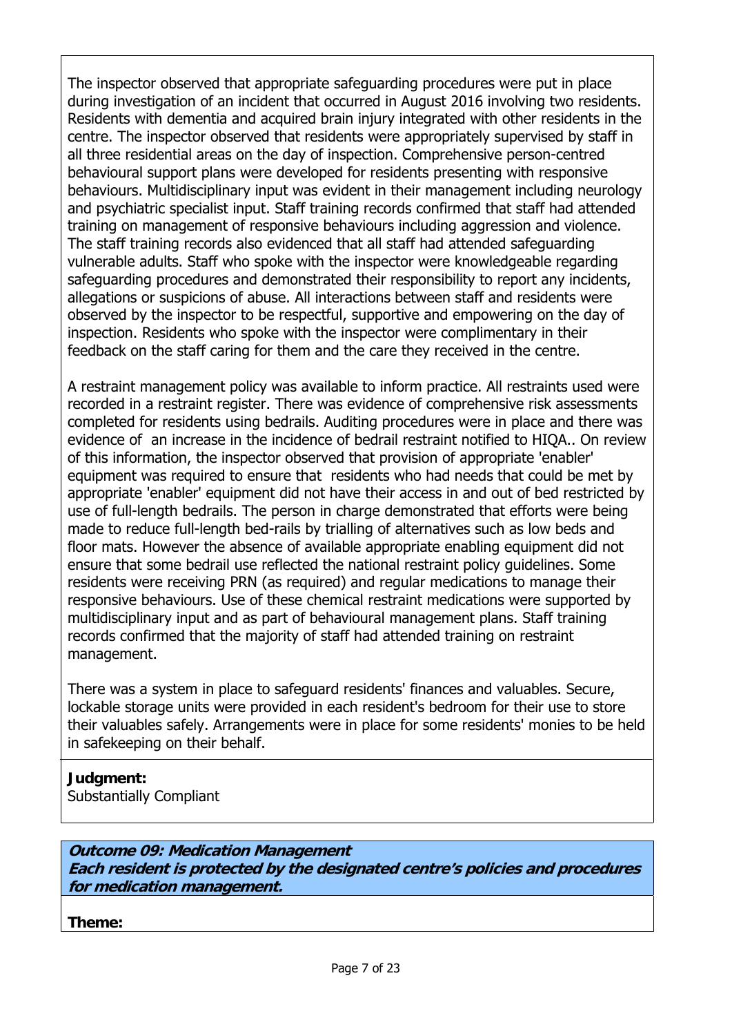The inspector observed that appropriate safeguarding procedures were put in place during investigation of an incident that occurred in August 2016 involving two residents. Residents with dementia and acquired brain injury integrated with other residents in the centre. The inspector observed that residents were appropriately supervised by staff in all three residential areas on the day of inspection. Comprehensive person-centred behavioural support plans were developed for residents presenting with responsive behaviours. Multidisciplinary input was evident in their management including neurology and psychiatric specialist input. Staff training records confirmed that staff had attended training on management of responsive behaviours including aggression and violence. The staff training records also evidenced that all staff had attended safeguarding vulnerable adults. Staff who spoke with the inspector were knowledgeable regarding safeguarding procedures and demonstrated their responsibility to report any incidents, allegations or suspicions of abuse. All interactions between staff and residents were observed by the inspector to be respectful, supportive and empowering on the day of inspection. Residents who spoke with the inspector were complimentary in their feedback on the staff caring for them and the care they received in the centre.

A restraint management policy was available to inform practice. All restraints used were recorded in a restraint register. There was evidence of comprehensive risk assessments completed for residents using bedrails. Auditing procedures were in place and there was evidence of an increase in the incidence of bedrail restraint notified to HIQA.. On review of this information, the inspector observed that provision of appropriate 'enabler' equipment was required to ensure that residents who had needs that could be met by appropriate 'enabler' equipment did not have their access in and out of bed restricted by use of full-length bedrails. The person in charge demonstrated that efforts were being made to reduce full-length bed-rails by trialling of alternatives such as low beds and floor mats. However the absence of available appropriate enabling equipment did not ensure that some bedrail use reflected the national restraint policy guidelines. Some residents were receiving PRN (as required) and regular medications to manage their responsive behaviours. Use of these chemical restraint medications were supported by multidisciplinary input and as part of behavioural management plans. Staff training records confirmed that the majority of staff had attended training on restraint management.

There was a system in place to safeguard residents' finances and valuables. Secure, lockable storage units were provided in each resident's bedroom for their use to store their valuables safely. Arrangements were in place for some residents' monies to be held in safekeeping on their behalf.

**Judgment:**
Substantially Compliant

## ***Outcome 09: Medication Management***
***Each resident is protected by the designated centre's policies and procedures for medication management.***

**Theme:**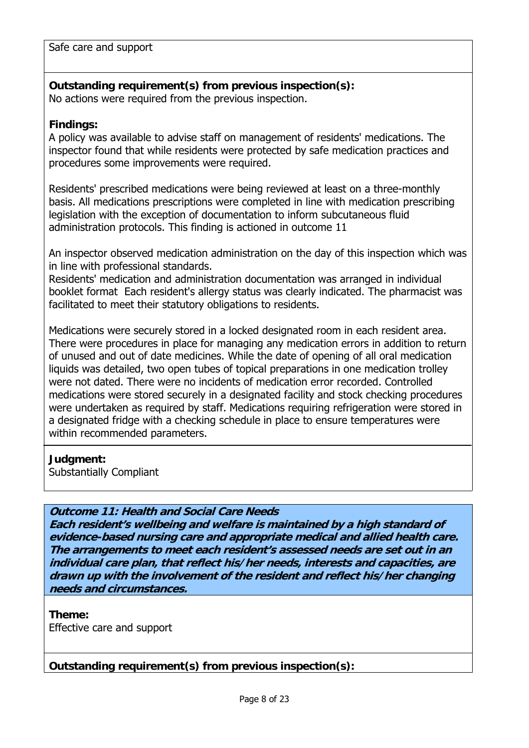Safe care and support

**Outstanding requirement(s) from previous inspection(s):**
No actions were required from the previous inspection.

**Findings:**
A policy was available to advise staff on management of residents' medications. The inspector found that while residents were protected by safe medication practices and procedures some improvements were required.

Residents' prescribed medications were being reviewed at least on a three-monthly basis. All medications prescriptions were completed in line with medication prescribing legislation with the exception of documentation to inform subcutaneous fluid administration protocols. This finding is actioned in outcome 11

An inspector observed medication administration on the day of this inspection which was in line with professional standards.
Residents' medication and administration documentation was arranged in individual booklet format Each resident's allergy status was clearly indicated. The pharmacist was facilitated to meet their statutory obligations to residents.

Medications were securely stored in a locked designated room in each resident area. There were procedures in place for managing any medication errors in addition to return of unused and out of date medicines. While the date of opening of all oral medication liquids was detailed, two open tubes of topical preparations in one medication trolley were not dated. There were no incidents of medication error recorded. Controlled medications were stored securely in a designated facility and stock checking procedures were undertaken as required by staff. Medications requiring refrigeration were stored in a designated fridge with a checking schedule in place to ensure temperatures were within recommended parameters.

**Judgment:**
Substantially Compliant

***Outcome 11: Health and Social Care Needs***
***Each resident's wellbeing and welfare is maintained by a high standard of evidence-based nursing care and appropriate medical and allied health care. The arrangements to meet each resident's assessed needs are set out in an individual care plan, that reflect his/her needs, interests and capacities, are drawn up with the involvement of the resident and reflect his/her changing needs and circumstances.***

**Theme:**
Effective care and support

**Outstanding requirement(s) from previous inspection(s):**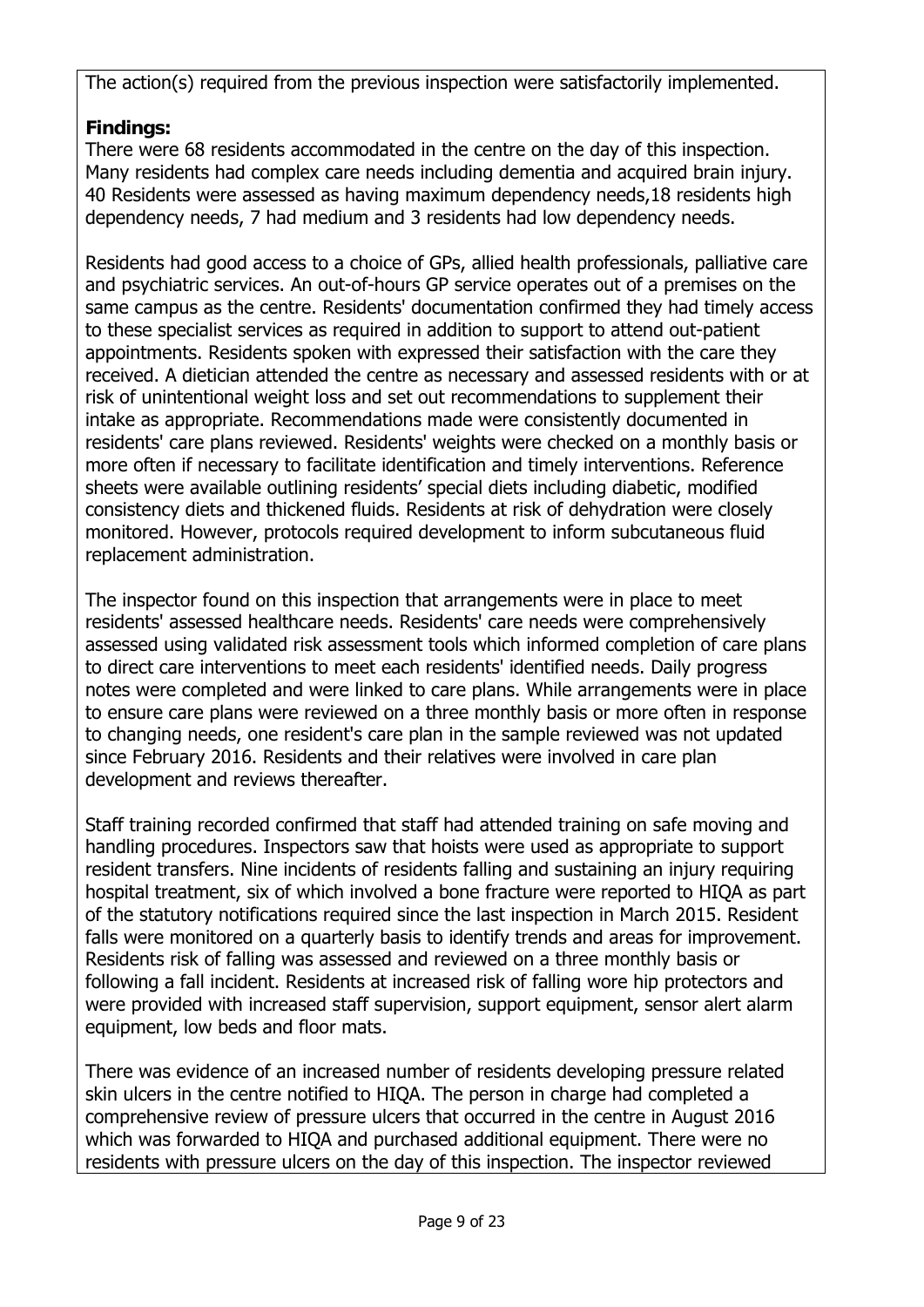The action(s) required from the previous inspection were satisfactorily implemented.

**Findings:**
There were 68 residents accommodated in the centre on the day of this inspection. Many residents had complex care needs including dementia and acquired brain injury. 40 Residents were assessed as having maximum dependency needs,18 residents high dependency needs, 7 had medium and 3 residents had low dependency needs.

Residents had good access to a choice of GPs, allied health professionals, palliative care and psychiatric services. An out-of-hours GP service operates out of a premises on the same campus as the centre. Residents' documentation confirmed they had timely access to these specialist services as required in addition to support to attend out-patient appointments. Residents spoken with expressed their satisfaction with the care they received. A dietician attended the centre as necessary and assessed residents with or at risk of unintentional weight loss and set out recommendations to supplement their intake as appropriate. Recommendations made were consistently documented in residents' care plans reviewed. Residents' weights were checked on a monthly basis or more often if necessary to facilitate identification and timely interventions. Reference sheets were available outlining residents' special diets including diabetic, modified consistency diets and thickened fluids. Residents at risk of dehydration were closely monitored. However, protocols required development to inform subcutaneous fluid replacement administration.

The inspector found on this inspection that arrangements were in place to meet residents' assessed healthcare needs. Residents' care needs were comprehensively assessed using validated risk assessment tools which informed completion of care plans to direct care interventions to meet each residents' identified needs. Daily progress notes were completed and were linked to care plans. While arrangements were in place to ensure care plans were reviewed on a three monthly basis or more often in response to changing needs, one resident's care plan in the sample reviewed was not updated since February 2016. Residents and their relatives were involved in care plan development and reviews thereafter.

Staff training recorded confirmed that staff had attended training on safe moving and handling procedures. Inspectors saw that hoists were used as appropriate to support resident transfers. Nine incidents of residents falling and sustaining an injury requiring hospital treatment, six of which involved a bone fracture were reported to HIQA as part of the statutory notifications required since the last inspection in March 2015. Resident falls were monitored on a quarterly basis to identify trends and areas for improvement. Residents risk of falling was assessed and reviewed on a three monthly basis or following a fall incident. Residents at increased risk of falling wore hip protectors and were provided with increased staff supervision, support equipment, sensor alert alarm equipment, low beds and floor mats.

There was evidence of an increased number of residents developing pressure related skin ulcers in the centre notified to HIQA. The person in charge had completed a comprehensive review of pressure ulcers that occurred in the centre in August 2016 which was forwarded to HIQA and purchased additional equipment. There were no residents with pressure ulcers on the day of this inspection. The inspector reviewed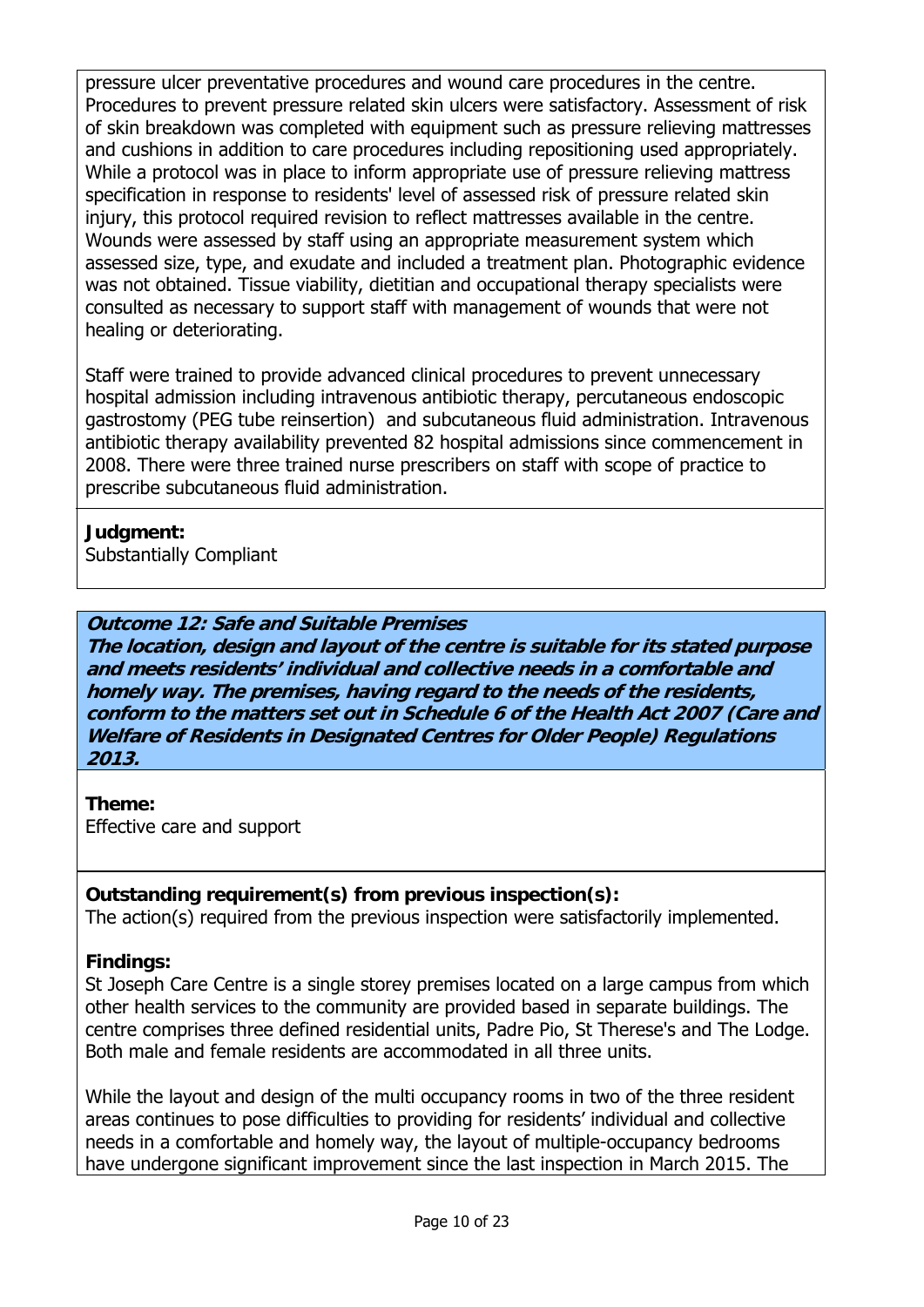pressure ulcer preventative procedures and wound care procedures in the centre. Procedures to prevent pressure related skin ulcers were satisfactory. Assessment of risk of skin breakdown was completed with equipment such as pressure relieving mattresses and cushions in addition to care procedures including repositioning used appropriately. While a protocol was in place to inform appropriate use of pressure relieving mattress specification in response to residents' level of assessed risk of pressure related skin injury, this protocol required revision to reflect mattresses available in the centre. Wounds were assessed by staff using an appropriate measurement system which assessed size, type, and exudate and included a treatment plan. Photographic evidence was not obtained. Tissue viability, dietitian and occupational therapy specialists were consulted as necessary to support staff with management of wounds that were not healing or deteriorating.

Staff were trained to provide advanced clinical procedures to prevent unnecessary hospital admission including intravenous antibiotic therapy, percutaneous endoscopic gastrostomy (PEG tube reinsertion) and subcutaneous fluid administration. Intravenous antibiotic therapy availability prevented 82 hospital admissions since commencement in 2008. There were three trained nurse prescribers on staff with scope of practice to prescribe subcutaneous fluid administration.

**Judgment:**
Substantially Compliant

***Outcome 12: Safe and Suitable Premises***
***The location, design and layout of the centre is suitable for its stated purpose and meets residents' individual and collective needs in a comfortable and homely way. The premises, having regard to the needs of the residents, conform to the matters set out in Schedule 6 of the Health Act 2007 (Care and Welfare of Residents in Designated Centres for Older People) Regulations 2013.***

**Theme:**
Effective care and support

**Outstanding requirement(s) from previous inspection(s):**
The action(s) required from the previous inspection were satisfactorily implemented.

**Findings:**
St Joseph Care Centre is a single storey premises located on a large campus from which other health services to the community are provided based in separate buildings. The centre comprises three defined residential units, Padre Pio, St Therese's and The Lodge. Both male and female residents are accommodated in all three units.

While the layout and design of the multi occupancy rooms in two of the three resident areas continues to pose difficulties to providing for residents' individual and collective needs in a comfortable and homely way, the layout of multiple-occupancy bedrooms have undergone significant improvement since the last inspection in March 2015. The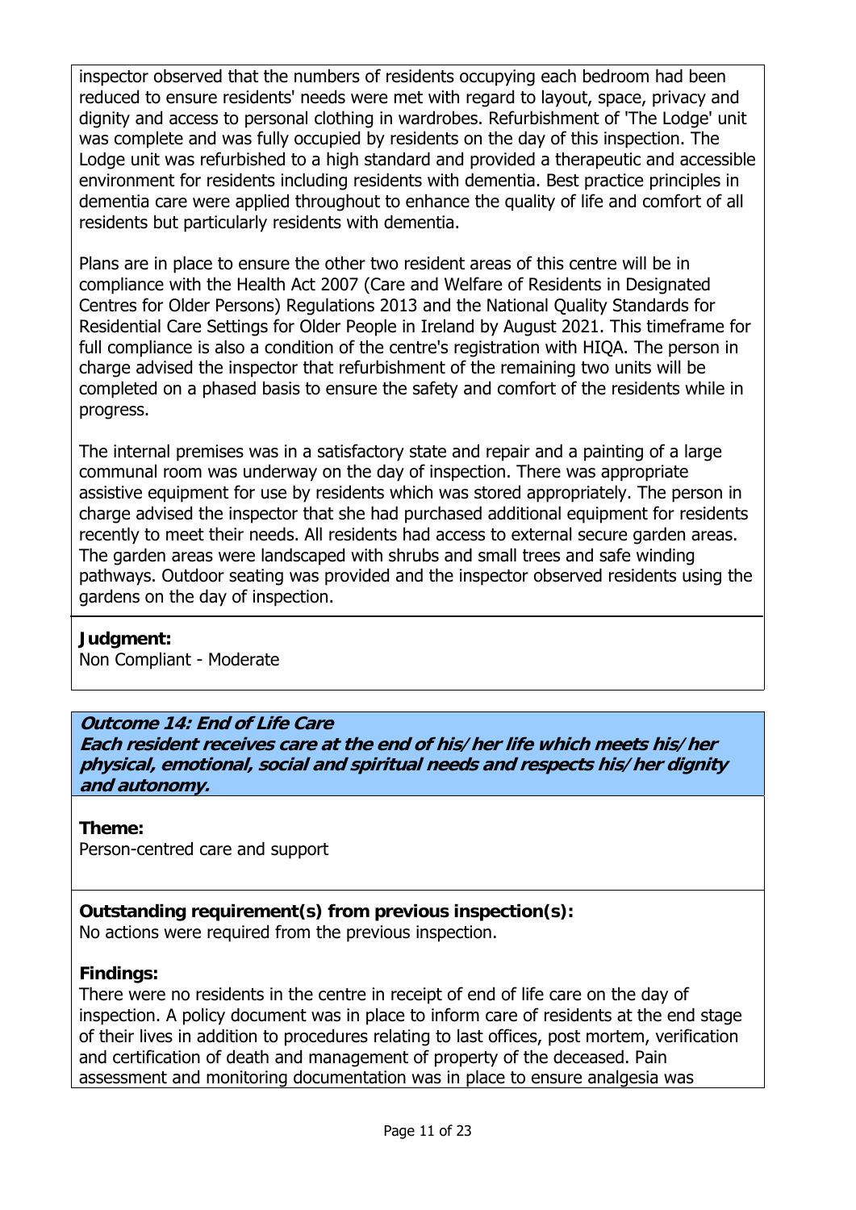inspector observed that the numbers of residents occupying each bedroom had been reduced to ensure residents' needs were met with regard to layout, space, privacy and dignity and access to personal clothing in wardrobes. Refurbishment of 'The Lodge' unit was complete and was fully occupied by residents on the day of this inspection. The Lodge unit was refurbished to a high standard and provided a therapeutic and accessible environment for residents including residents with dementia. Best practice principles in dementia care were applied throughout to enhance the quality of life and comfort of all residents but particularly residents with dementia.

Plans are in place to ensure the other two resident areas of this centre will be in compliance with the Health Act 2007 (Care and Welfare of Residents in Designated Centres for Older Persons) Regulations 2013 and the National Quality Standards for Residential Care Settings for Older People in Ireland by August 2021. This timeframe for full compliance is also a condition of the centre's registration with HIQA. The person in charge advised the inspector that refurbishment of the remaining two units will be completed on a phased basis to ensure the safety and comfort of the residents while in progress.

The internal premises was in a satisfactory state and repair and a painting of a large communal room was underway on the day of inspection. There was appropriate assistive equipment for use by residents which was stored appropriately. The person in charge advised the inspector that she had purchased additional equipment for residents recently to meet their needs. All residents had access to external secure garden areas. The garden areas were landscaped with shrubs and small trees and safe winding pathways. Outdoor seating was provided and the inspector observed residents using the gardens on the day of inspection.

**Judgment:**
Non Compliant - Moderate

***Outcome 14: End of Life Care***
***Each resident receives care at the end of his/her life which meets his/her physical, emotional, social and spiritual needs and respects his/her dignity and autonomy.***

**Theme:**
Person-centred care and support

**Outstanding requirement(s) from previous inspection(s):**
No actions were required from the previous inspection.

**Findings:**
There were no residents in the centre in receipt of end of life care on the day of inspection. A policy document was in place to inform care of residents at the end stage of their lives in addition to procedures relating to last offices, post mortem, verification and certification of death and management of property of the deceased. Pain assessment and monitoring documentation was in place to ensure analgesia was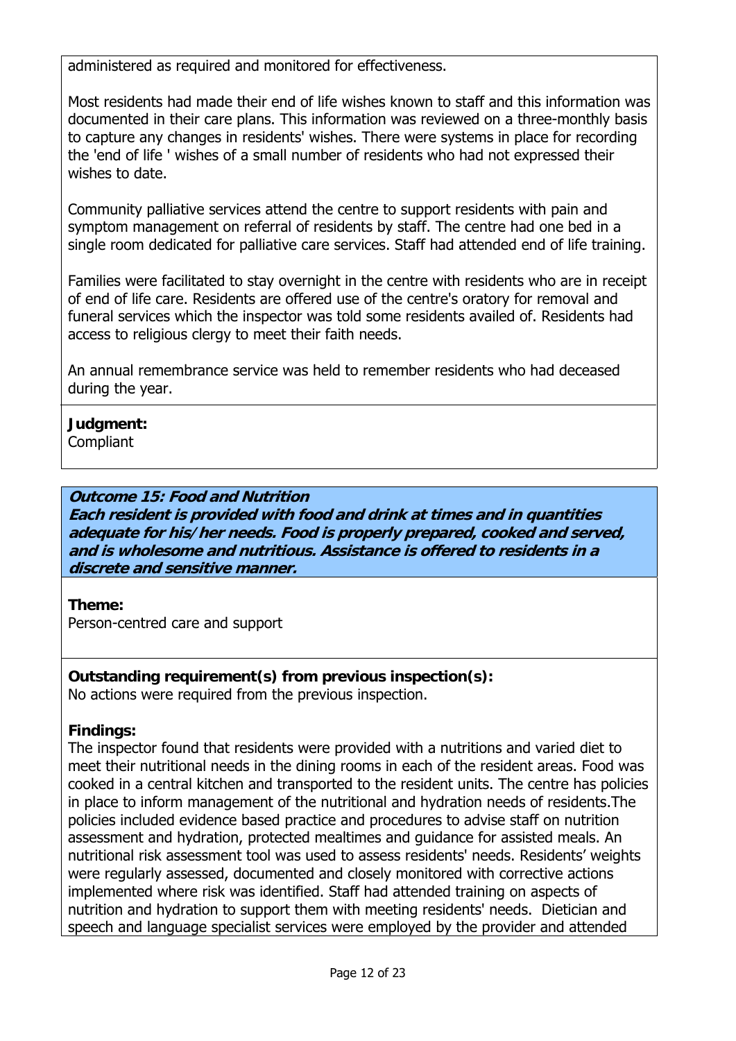administered as required and monitored for effectiveness.

Most residents had made their end of life wishes known to staff and this information was documented in their care plans. This information was reviewed on a three-monthly basis to capture any changes in residents' wishes. There were systems in place for recording the 'end of life ' wishes of a small number of residents who had not expressed their wishes to date.

Community palliative services attend the centre to support residents with pain and symptom management on referral of residents by staff. The centre had one bed in a single room dedicated for palliative care services. Staff had attended end of life training.

Families were facilitated to stay overnight in the centre with residents who are in receipt of end of life care. Residents are offered use of the centre's oratory for removal and funeral services which the inspector was told some residents availed of. Residents had access to religious clergy to meet their faith needs.

An annual remembrance service was held to remember residents who had deceased during the year.

**Judgment:**
Compliant

***Outcome 15: Food and Nutrition***
***Each resident is provided with food and drink at times and in quantities adequate for his/her needs. Food is properly prepared, cooked and served, and is wholesome and nutritious. Assistance is offered to residents in a discrete and sensitive manner.***

**Theme:**
Person-centred care and support

**Outstanding requirement(s) from previous inspection(s):**
No actions were required from the previous inspection.

**Findings:**
The inspector found that residents were provided with a nutritions and varied diet to meet their nutritional needs in the dining rooms in each of the resident areas. Food was cooked in a central kitchen and transported to the resident units. The centre has policies in place to inform management of the nutritional and hydration needs of residents.The policies included evidence based practice and procedures to advise staff on nutrition assessment and hydration, protected mealtimes and guidance for assisted meals. An nutritional risk assessment tool was used to assess residents' needs. Residents' weights were regularly assessed, documented and closely monitored with corrective actions implemented where risk was identified. Staff had attended training on aspects of nutrition and hydration to support them with meeting residents' needs. Dietician and speech and language specialist services were employed by the provider and attended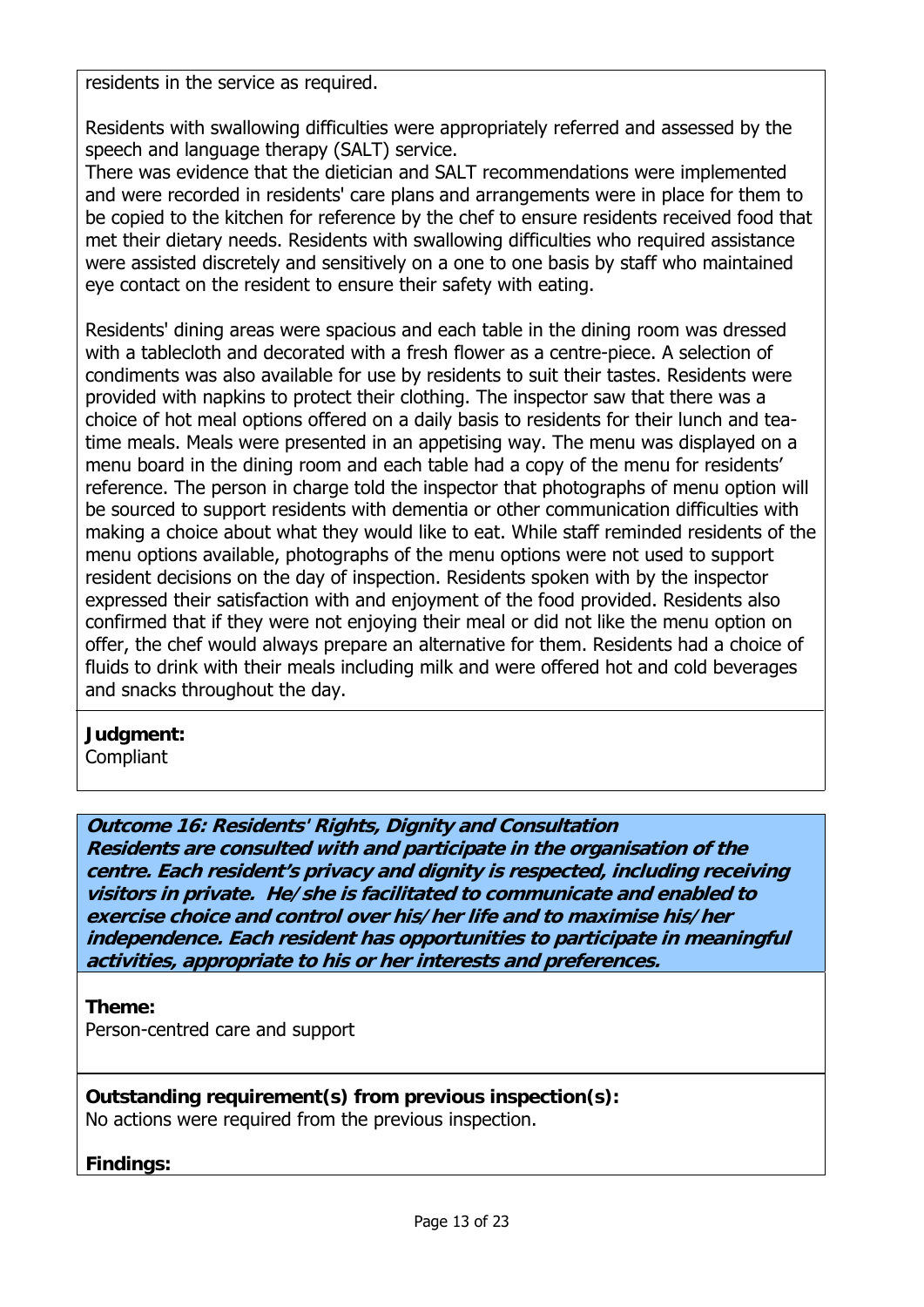residents in the service as required.

Residents with swallowing difficulties were appropriately referred and assessed by the speech and language therapy (SALT) service.
There was evidence that the dietician and SALT recommendations were implemented and were recorded in residents' care plans and arrangements were in place for them to be copied to the kitchen for reference by the chef to ensure residents received food that met their dietary needs. Residents with swallowing difficulties who required assistance were assisted discretely and sensitively on a one to one basis by staff who maintained eye contact on the resident to ensure their safety with eating.

Residents' dining areas were spacious and each table in the dining room was dressed with a tablecloth and decorated with a fresh flower as a centre-piece. A selection of condiments was also available for use by residents to suit their tastes. Residents were provided with napkins to protect their clothing. The inspector saw that there was a choice of hot meal options offered on a daily basis to residents for their lunch and tea-time meals. Meals were presented in an appetising way. The menu was displayed on a menu board in the dining room and each table had a copy of the menu for residents' reference. The person in charge told the inspector that photographs of menu option will be sourced to support residents with dementia or other communication difficulties with making a choice about what they would like to eat. While staff reminded residents of the menu options available, photographs of the menu options were not used to support resident decisions on the day of inspection. Residents spoken with by the inspector expressed their satisfaction with and enjoyment of the food provided. Residents also confirmed that if they were not enjoying their meal or did not like the menu option on offer, the chef would always prepare an alternative for them. Residents had a choice of fluids to drink with their meals including milk and were offered hot and cold beverages and snacks throughout the day.

**Judgment:**
Compliant

***Outcome 16: Residents' Rights, Dignity and Consultation***
***Residents are consulted with and participate in the organisation of the centre. Each resident's privacy and dignity is respected, including receiving visitors in private. He/she is facilitated to communicate and enabled to exercise choice and control over his/her life and to maximise his/her independence. Each resident has opportunities to participate in meaningful activities, appropriate to his or her interests and preferences.***

**Theme:**
Person-centred care and support

**Outstanding requirement(s) from previous inspection(s):**
No actions were required from the previous inspection.

**Findings:**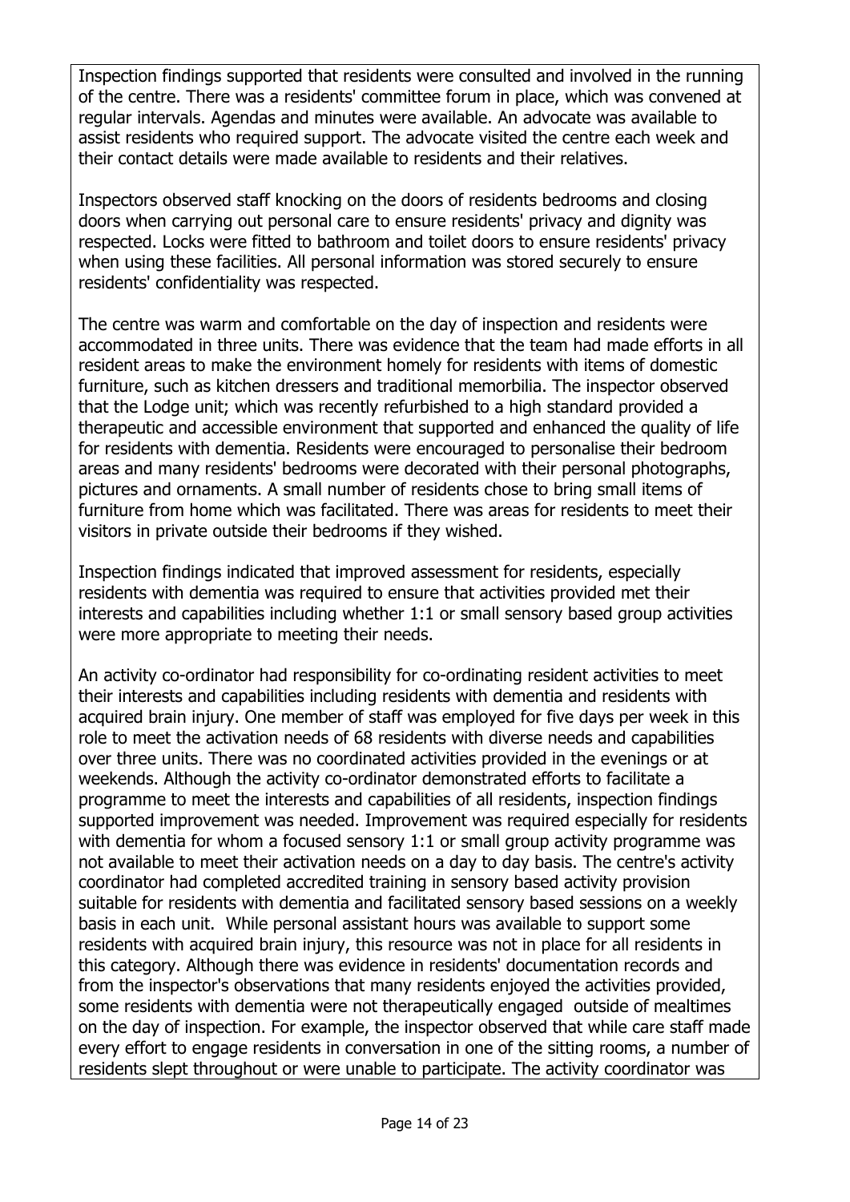Inspection findings supported that residents were consulted and involved in the running of the centre. There was a residents' committee forum in place, which was convened at regular intervals. Agendas and minutes were available. An advocate was available to assist residents who required support. The advocate visited the centre each week and their contact details were made available to residents and their relatives.

Inspectors observed staff knocking on the doors of residents bedrooms and closing doors when carrying out personal care to ensure residents' privacy and dignity was respected. Locks were fitted to bathroom and toilet doors to ensure residents' privacy when using these facilities. All personal information was stored securely to ensure residents' confidentiality was respected.

The centre was warm and comfortable on the day of inspection and residents were accommodated in three units. There was evidence that the team had made efforts in all resident areas to make the environment homely for residents with items of domestic furniture, such as kitchen dressers and traditional memorbilia. The inspector observed that the Lodge unit; which was recently refurbished to a high standard provided a therapeutic and accessible environment that supported and enhanced the quality of life for residents with dementia. Residents were encouraged to personalise their bedroom areas and many residents' bedrooms were decorated with their personal photographs, pictures and ornaments. A small number of residents chose to bring small items of furniture from home which was facilitated. There was areas for residents to meet their visitors in private outside their bedrooms if they wished.

Inspection findings indicated that improved assessment for residents, especially residents with dementia was required to ensure that activities provided met their interests and capabilities including whether 1:1 or small sensory based group activities were more appropriate to meeting their needs.

An activity co-ordinator had responsibility for co-ordinating resident activities to meet their interests and capabilities including residents with dementia and residents with acquired brain injury. One member of staff was employed for five days per week in this role to meet the activation needs of 68 residents with diverse needs and capabilities over three units. There was no coordinated activities provided in the evenings or at weekends. Although the activity co-ordinator demonstrated efforts to facilitate a programme to meet the interests and capabilities of all residents, inspection findings supported improvement was needed. Improvement was required especially for residents with dementia for whom a focused sensory 1:1 or small group activity programme was not available to meet their activation needs on a day to day basis. The centre's activity coordinator had completed accredited training in sensory based activity provision suitable for residents with dementia and facilitated sensory based sessions on a weekly basis in each unit. While personal assistant hours was available to support some residents with acquired brain injury, this resource was not in place for all residents in this category. Although there was evidence in residents' documentation records and from the inspector's observations that many residents enjoyed the activities provided, some residents with dementia were not therapeutically engaged outside of mealtimes on the day of inspection. For example, the inspector observed that while care staff made every effort to engage residents in conversation in one of the sitting rooms, a number of residents slept throughout or were unable to participate. The activity coordinator was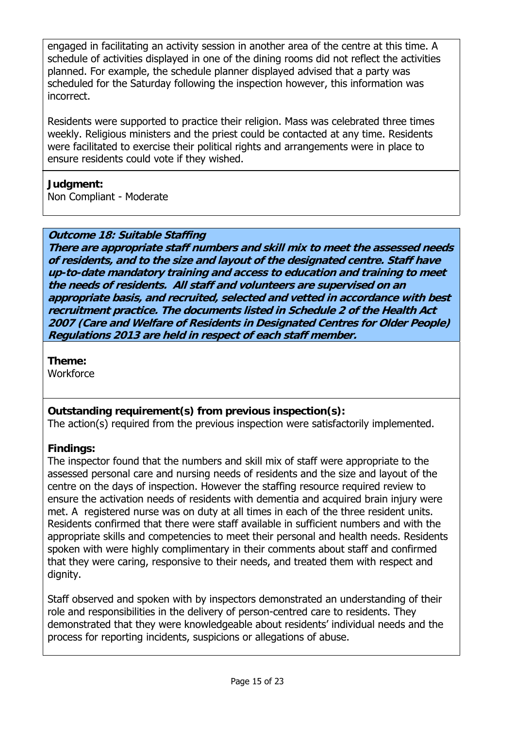engaged in facilitating an activity session in another area of the centre at this time. A schedule of activities displayed in one of the dining rooms did not reflect the activities planned. For example, the schedule planner displayed advised that a party was scheduled for the Saturday following the inspection however, this information was incorrect.

Residents were supported to practice their religion. Mass was celebrated three times weekly. Religious ministers and the priest could be contacted at any time. Residents were facilitated to exercise their political rights and arrangements were in place to ensure residents could vote if they wished.

**Judgment:**
Non Compliant - Moderate

***Outcome 18: Suitable Staffing***
***There are appropriate staff numbers and skill mix to meet the assessed needs of residents, and to the size and layout of the designated centre. Staff have up-to-date mandatory training and access to education and training to meet the needs of residents. All staff and volunteers are supervised on an appropriate basis, and recruited, selected and vetted in accordance with best recruitment practice. The documents listed in Schedule 2 of the Health Act 2007 (Care and Welfare of Residents in Designated Centres for Older People) Regulations 2013 are held in respect of each staff member.***

**Theme:**
Workforce

**Outstanding requirement(s) from previous inspection(s):**
The action(s) required from the previous inspection were satisfactorily implemented.

**Findings:**
The inspector found that the numbers and skill mix of staff were appropriate to the assessed personal care and nursing needs of residents and the size and layout of the centre on the days of inspection. However the staffing resource required review to ensure the activation needs of residents with dementia and acquired brain injury were met. A registered nurse was on duty at all times in each of the three resident units. Residents confirmed that there were staff available in sufficient numbers and with the appropriate skills and competencies to meet their personal and health needs. Residents spoken with were highly complimentary in their comments about staff and confirmed that they were caring, responsive to their needs, and treated them with respect and dignity.

Staff observed and spoken with by inspectors demonstrated an understanding of their role and responsibilities in the delivery of person-centred care to residents. They demonstrated that they were knowledgeable about residents' individual needs and the process for reporting incidents, suspicions or allegations of abuse.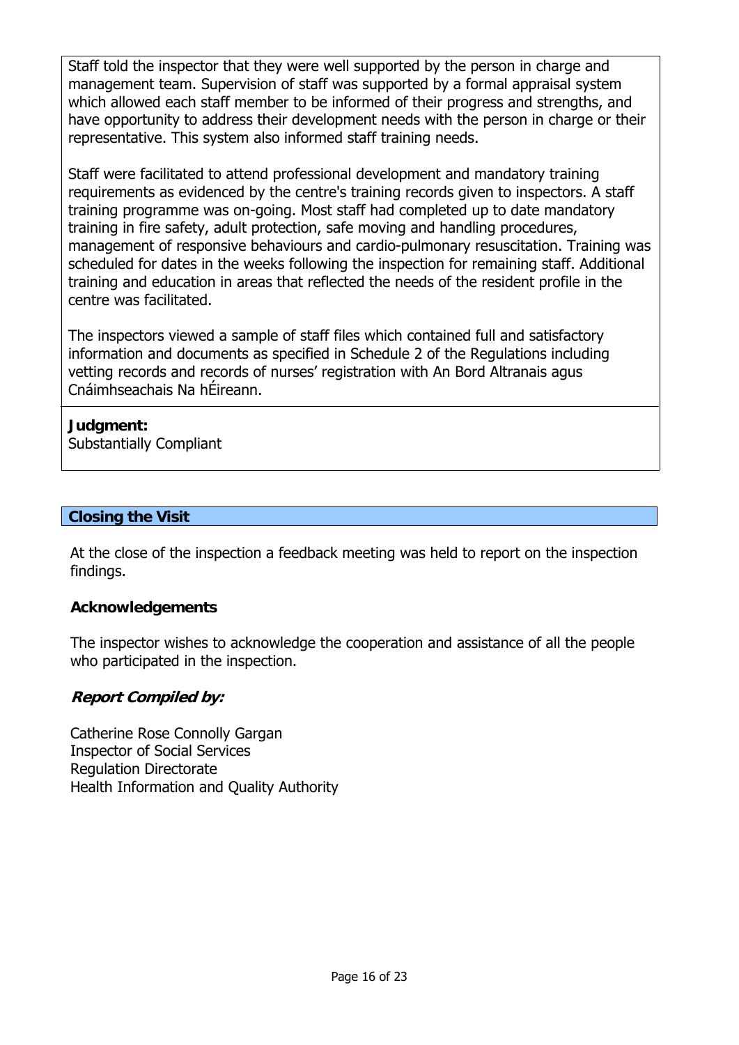Staff told the inspector that they were well supported by the person in charge and management team. Supervision of staff was supported by a formal appraisal system which allowed each staff member to be informed of their progress and strengths, and have opportunity to address their development needs with the person in charge or their representative. This system also informed staff training needs.

Staff were facilitated to attend professional development and mandatory training requirements as evidenced by the centre's training records given to inspectors. A staff training programme was on-going. Most staff had completed up to date mandatory training in fire safety, adult protection, safe moving and handling procedures, management of responsive behaviours and cardio-pulmonary resuscitation. Training was scheduled for dates in the weeks following the inspection for remaining staff. Additional training and education in areas that reflected the needs of the resident profile in the centre was facilitated.

The inspectors viewed a sample of staff files which contained full and satisfactory information and documents as specified in Schedule 2 of the Regulations including vetting records and records of nurses' registration with An Bord Altranais agus Cnáimhseachais Na hÉireann.

**Judgment:**
Substantially Compliant

## Closing the Visit

At the close of the inspection a feedback meeting was held to report on the inspection findings.

**Acknowledgements**

The inspector wishes to acknowledge the cooperation and assistance of all the people who participated in the inspection.

***Report Compiled by:***

Catherine Rose Connolly Gargan
Inspector of Social Services
Regulation Directorate
Health Information and Quality Authority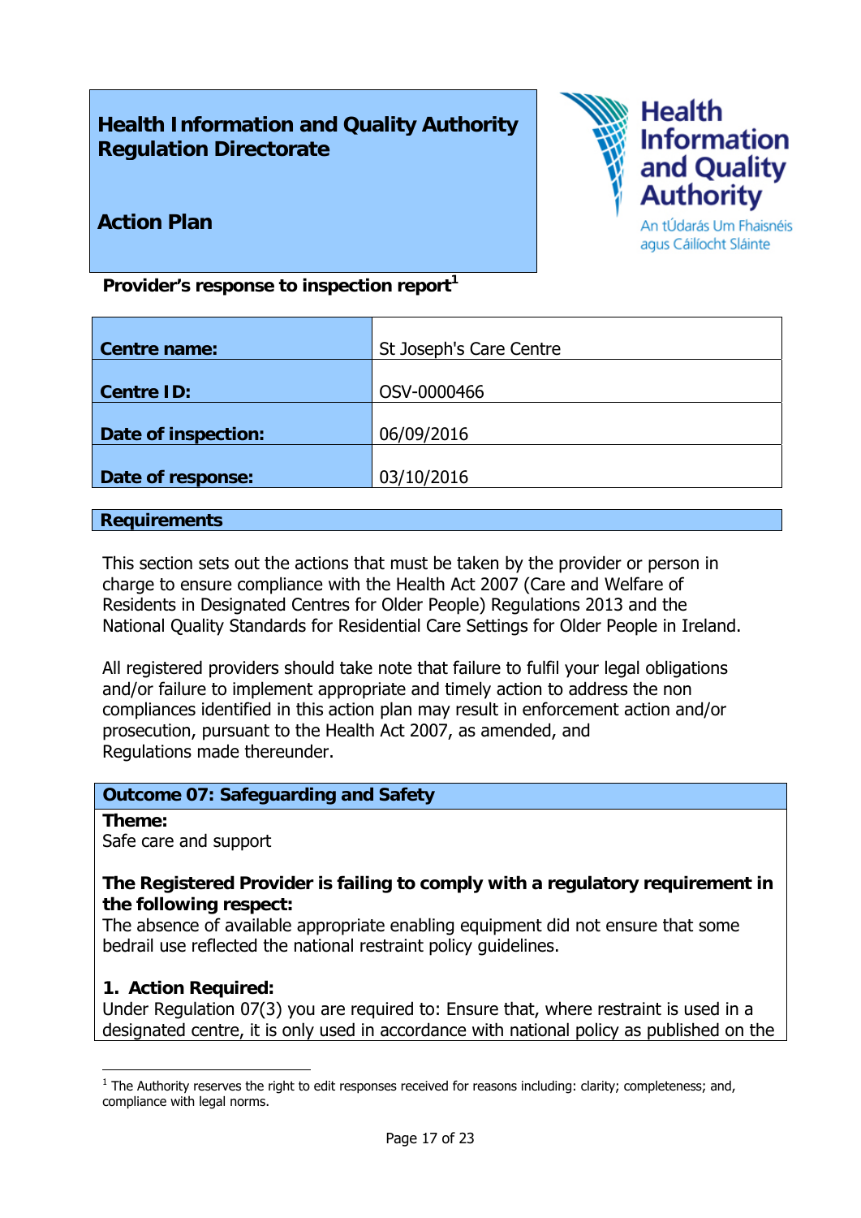## Health Information and Quality Authority Regulation Directorate

## Action Plan

**Health Information and Quality Authority**
An tÚdarás Um Fhaisnéis agus Cáilíocht Sláinte

**Provider's response to inspection report**[1]

| | |
|---|---|
| **Centre name:** | St Joseph's Care Centre |
| **Centre ID:** | OSV-0000466 |
| **Date of inspection:** | 06/09/2016 |
| **Date of response:** | 03/10/2016 |

### Requirements

This section sets out the actions that must be taken by the provider or person in charge to ensure compliance with the Health Act 2007 (Care and Welfare of Residents in Designated Centres for Older People) Regulations 2013 and the National Quality Standards for Residential Care Settings for Older People in Ireland.

All registered providers should take note that failure to fulfil your legal obligations and/or failure to implement appropriate and timely action to address the non compliances identified in this action plan may result in enforcement action and/or prosecution, pursuant to the Health Act 2007, as amended, and Regulations made thereunder.

### Outcome 07: Safeguarding and Safety

**Theme:**
Safe care and support

**The Registered Provider is failing to comply with a regulatory requirement in the following respect:**
The absence of available appropriate enabling equipment did not ensure that some bedrail use reflected the national restraint policy guidelines.

**1. Action Required:**
Under Regulation 07(3) you are required to: Ensure that, where restraint is used in a designated centre, it is only used in accordance with national policy as published on the

[1] The Authority reserves the right to edit responses received for reasons including: clarity; completeness; and, compliance with legal norms.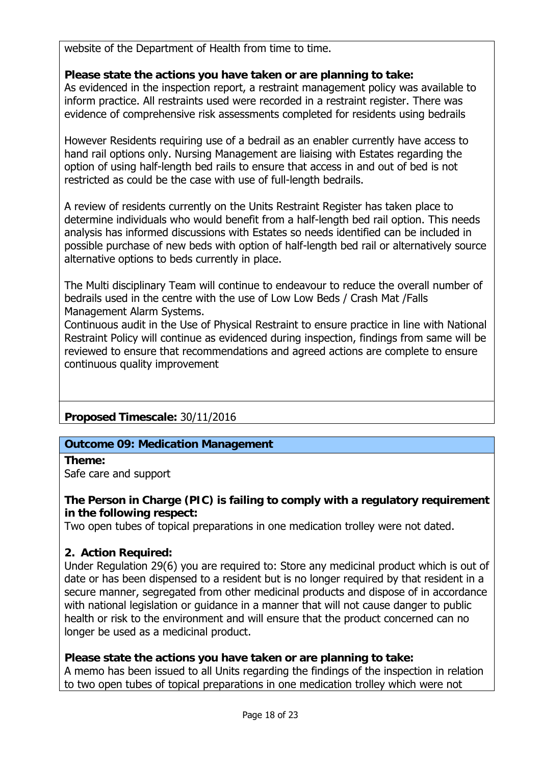website of the Department of Health from time to time.

**Please state the actions you have taken or are planning to take:**
As evidenced in the inspection report, a restraint management policy was available to inform practice. All restraints used were recorded in a restraint register. There was evidence of comprehensive risk assessments completed for residents using bedrails

However Residents requiring use of a bedrail as an enabler currently have access to hand rail options only. Nursing Management are liaising with Estates regarding the option of using half-length bed rails to ensure that access in and out of bed is not restricted as could be the case with use of full-length bedrails.

A review of residents currently on the Units Restraint Register has taken place to determine individuals who would benefit from a half-length bed rail option. This needs analysis has informed discussions with Estates so needs identified can be included in possible purchase of new beds with option of half-length bed rail or alternatively source alternative options to beds currently in place.

The Multi disciplinary Team will continue to endeavour to reduce the overall number of bedrails used in the centre with the use of Low Low Beds / Crash Mat /Falls Management Alarm Systems.
Continuous audit in the Use of Physical Restraint to ensure practice in line with National Restraint Policy will continue as evidenced during inspection, findings from same will be reviewed to ensure that recommendations and agreed actions are complete to ensure continuous quality improvement

**Proposed Timescale:** 30/11/2016

**Outcome 09: Medication Management**

**Theme:**
Safe care and support

**The Person in Charge (PIC) is failing to comply with a regulatory requirement in the following respect:**
Two open tubes of topical preparations in one medication trolley were not dated.

**2. Action Required:**
Under Regulation 29(6) you are required to: Store any medicinal product which is out of date or has been dispensed to a resident but is no longer required by that resident in a secure manner, segregated from other medicinal products and dispose of in accordance with national legislation or guidance in a manner that will not cause danger to public health or risk to the environment and will ensure that the product concerned can no longer be used as a medicinal product.

**Please state the actions you have taken or are planning to take:**
A memo has been issued to all Units regarding the findings of the inspection in relation to two open tubes of topical preparations in one medication trolley which were not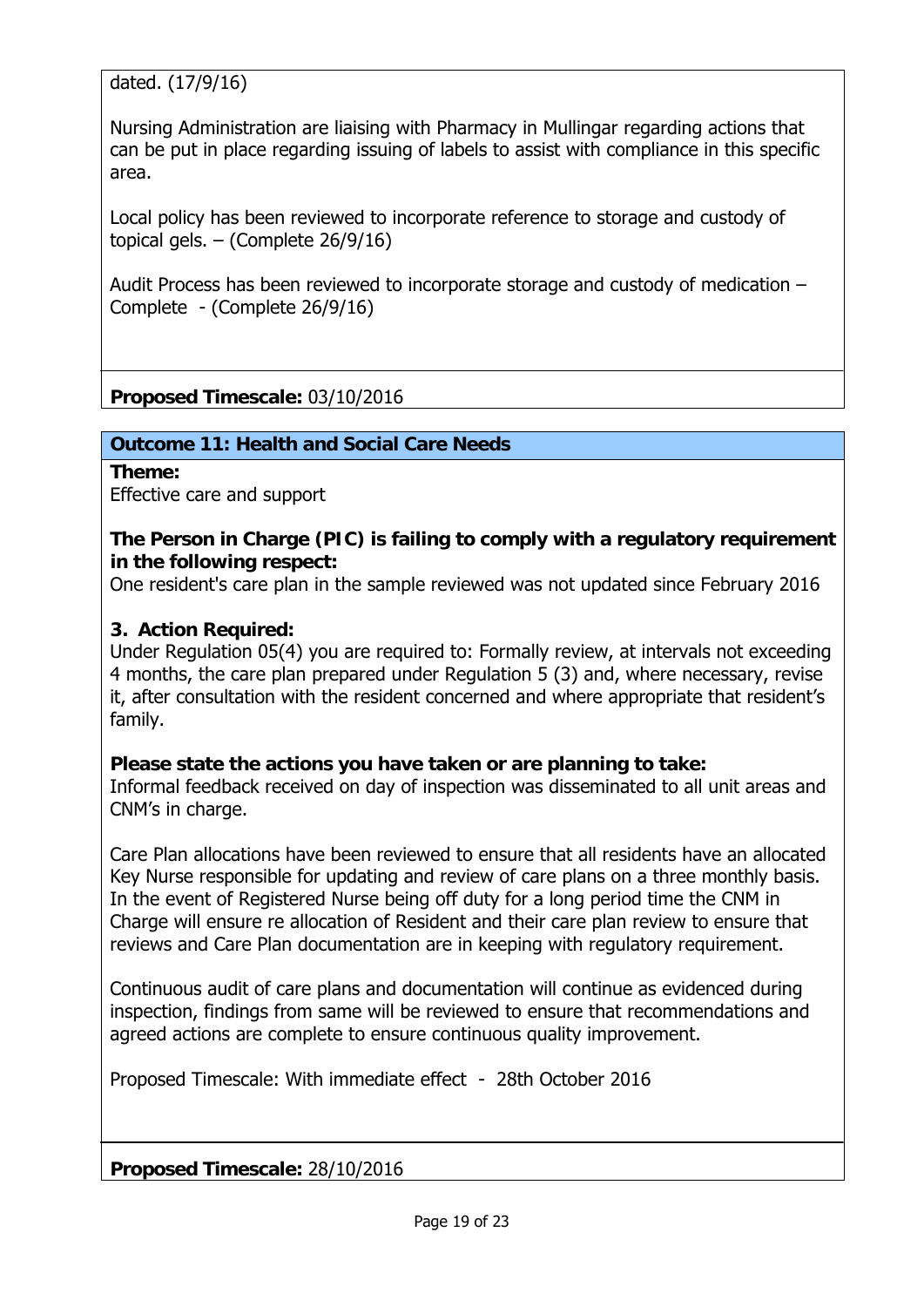dated. (17/9/16)

Nursing Administration are liaising with Pharmacy in Mullingar regarding actions that can be put in place regarding issuing of labels to assist with compliance in this specific area.

Local policy has been reviewed to incorporate reference to storage and custody of topical gels. – (Complete 26/9/16)

Audit Process has been reviewed to incorporate storage and custody of medication – Complete - (Complete 26/9/16)

**Proposed Timescale:** 03/10/2016

**Outcome 11: Health and Social Care Needs**

**Theme:**
Effective care and support

**The Person in Charge (PIC) is failing to comply with a regulatory requirement in the following respect:**
One resident's care plan in the sample reviewed was not updated since February 2016

**3. Action Required:**
Under Regulation 05(4) you are required to: Formally review, at intervals not exceeding 4 months, the care plan prepared under Regulation 5 (3) and, where necessary, revise it, after consultation with the resident concerned and where appropriate that resident's family.

**Please state the actions you have taken or are planning to take:**
Informal feedback received on day of inspection was disseminated to all unit areas and CNM's in charge.

Care Plan allocations have been reviewed to ensure that all residents have an allocated Key Nurse responsible for updating and review of care plans on a three monthly basis. In the event of Registered Nurse being off duty for a long period time the CNM in Charge will ensure re allocation of Resident and their care plan review to ensure that reviews and Care Plan documentation are in keeping with regulatory requirement.

Continuous audit of care plans and documentation will continue as evidenced during inspection, findings from same will be reviewed to ensure that recommendations and agreed actions are complete to ensure continuous quality improvement.

Proposed Timescale: With immediate effect - 28th October 2016

**Proposed Timescale:** 28/10/2016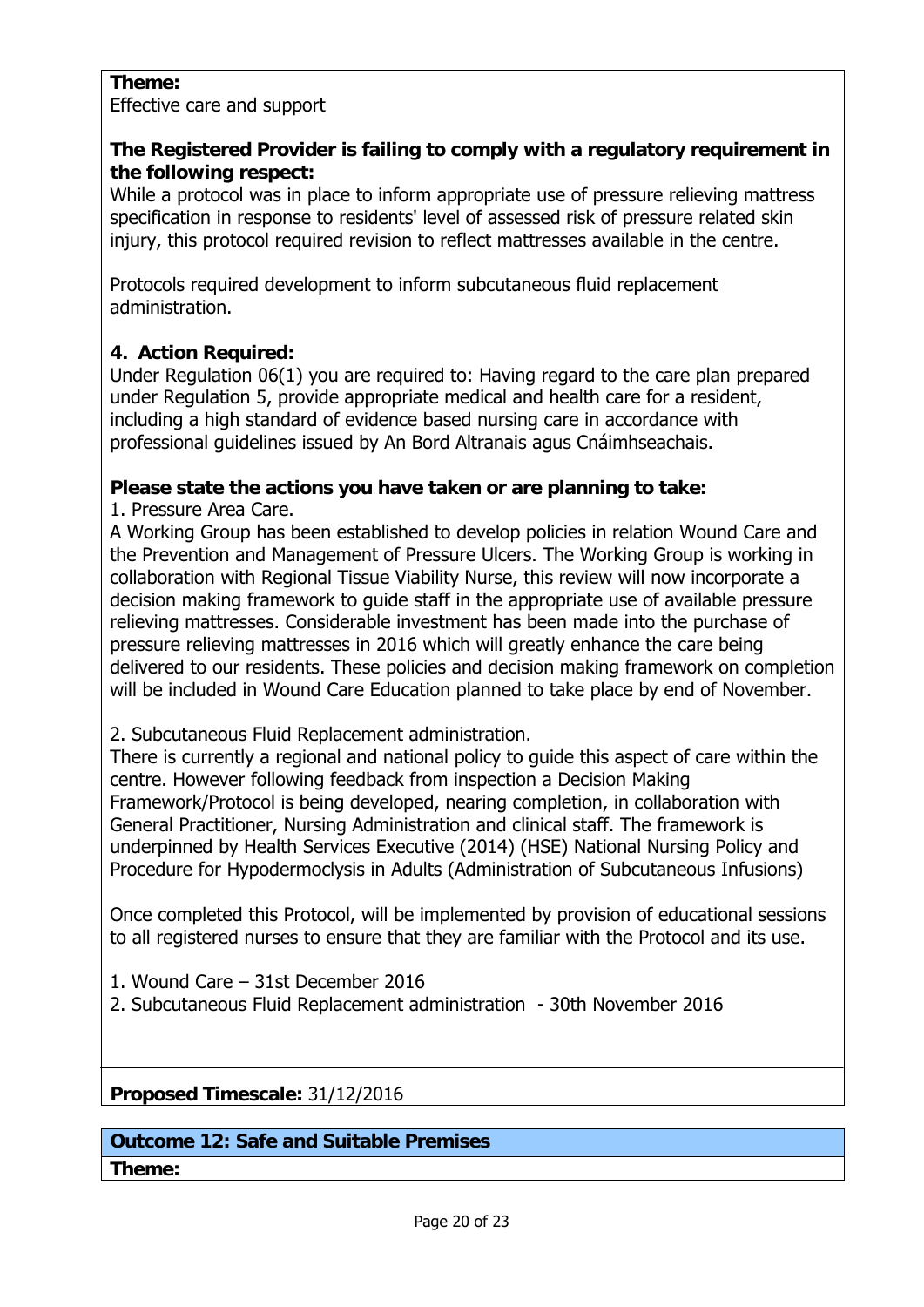**Theme:**
Effective care and support

**The Registered Provider is failing to comply with a regulatory requirement in the following respect:**
While a protocol was in place to inform appropriate use of pressure relieving mattress specification in response to residents' level of assessed risk of pressure related skin injury, this protocol required revision to reflect mattresses available in the centre.

Protocols required development to inform subcutaneous fluid replacement administration.

**4. Action Required:**
Under Regulation 06(1) you are required to: Having regard to the care plan prepared under Regulation 5, provide appropriate medical and health care for a resident, including a high standard of evidence based nursing care in accordance with professional guidelines issued by An Bord Altranais agus Cnáimhseachais.

**Please state the actions you have taken or are planning to take:**
1. Pressure Area Care.
A Working Group has been established to develop policies in relation Wound Care and the Prevention and Management of Pressure Ulcers. The Working Group is working in collaboration with Regional Tissue Viability Nurse, this review will now incorporate a decision making framework to guide staff in the appropriate use of available pressure relieving mattresses. Considerable investment has been made into the purchase of pressure relieving mattresses in 2016 which will greatly enhance the care being delivered to our residents. These policies and decision making framework on completion will be included in Wound Care Education planned to take place by end of November.

2. Subcutaneous Fluid Replacement administration.
There is currently a regional and national policy to guide this aspect of care within the centre. However following feedback from inspection a Decision Making Framework/Protocol is being developed, nearing completion, in collaboration with General Practitioner, Nursing Administration and clinical staff. The framework is underpinned by Health Services Executive (2014) (HSE) National Nursing Policy and Procedure for Hypodermoclysis in Adults (Administration of Subcutaneous Infusions)

Once completed this Protocol, will be implemented by provision of educational sessions to all registered nurses to ensure that they are familiar with the Protocol and its use.

1. Wound Care – 31st December 2016
2. Subcutaneous Fluid Replacement administration - 30th November 2016

**Proposed Timescale:** 31/12/2016

**Outcome 12: Safe and Suitable Premises**

**Theme:**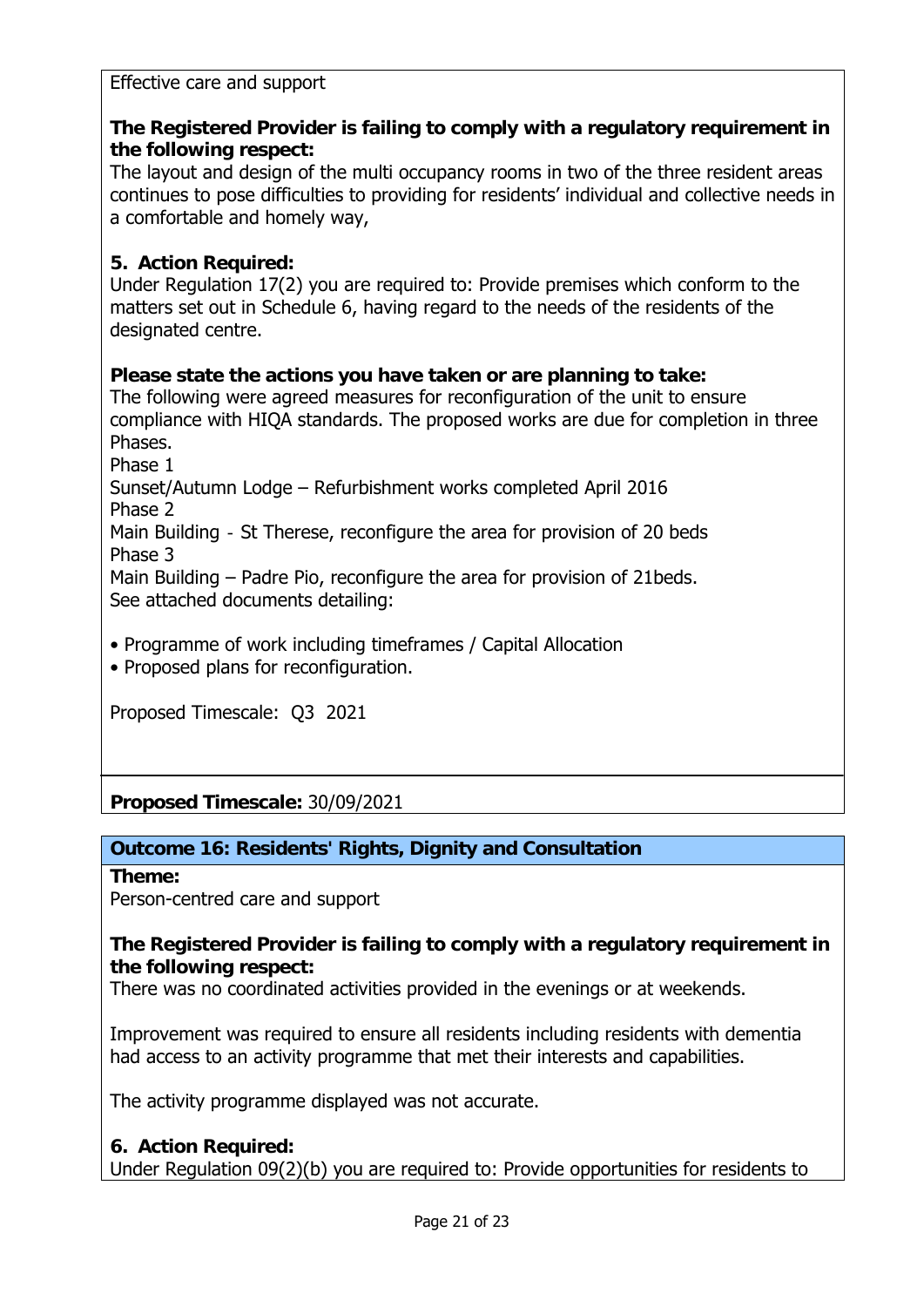Effective care and support

**The Registered Provider is failing to comply with a regulatory requirement in the following respect:**
The layout and design of the multi occupancy rooms in two of the three resident areas continues to pose difficulties to providing for residents' individual and collective needs in a comfortable and homely way,

**5. Action Required:**
Under Regulation 17(2) you are required to: Provide premises which conform to the matters set out in Schedule 6, having regard to the needs of the residents of the designated centre.

**Please state the actions you have taken or are planning to take:**
The following were agreed measures for reconfiguration of the unit to ensure compliance with HIQA standards. The proposed works are due for completion in three Phases.
Phase 1
Sunset/Autumn Lodge – Refurbishment works completed April 2016
Phase 2
Main Building - St Therese, reconfigure the area for provision of 20 beds
Phase 3
Main Building – Padre Pio, reconfigure the area for provision of 21beds.
See attached documents detailing:

- Programme of work including timeframes / Capital Allocation
- Proposed plans for reconfiguration.

Proposed Timescale: Q3 2021

**Proposed Timescale:** 30/09/2021

## Outcome 16: Residents' Rights, Dignity and Consultation

**Theme:**
Person-centred care and support

**The Registered Provider is failing to comply with a regulatory requirement in the following respect:**
There was no coordinated activities provided in the evenings or at weekends.

Improvement was required to ensure all residents including residents with dementia had access to an activity programme that met their interests and capabilities.

The activity programme displayed was not accurate.

**6. Action Required:**
Under Regulation 09(2)(b) you are required to: Provide opportunities for residents to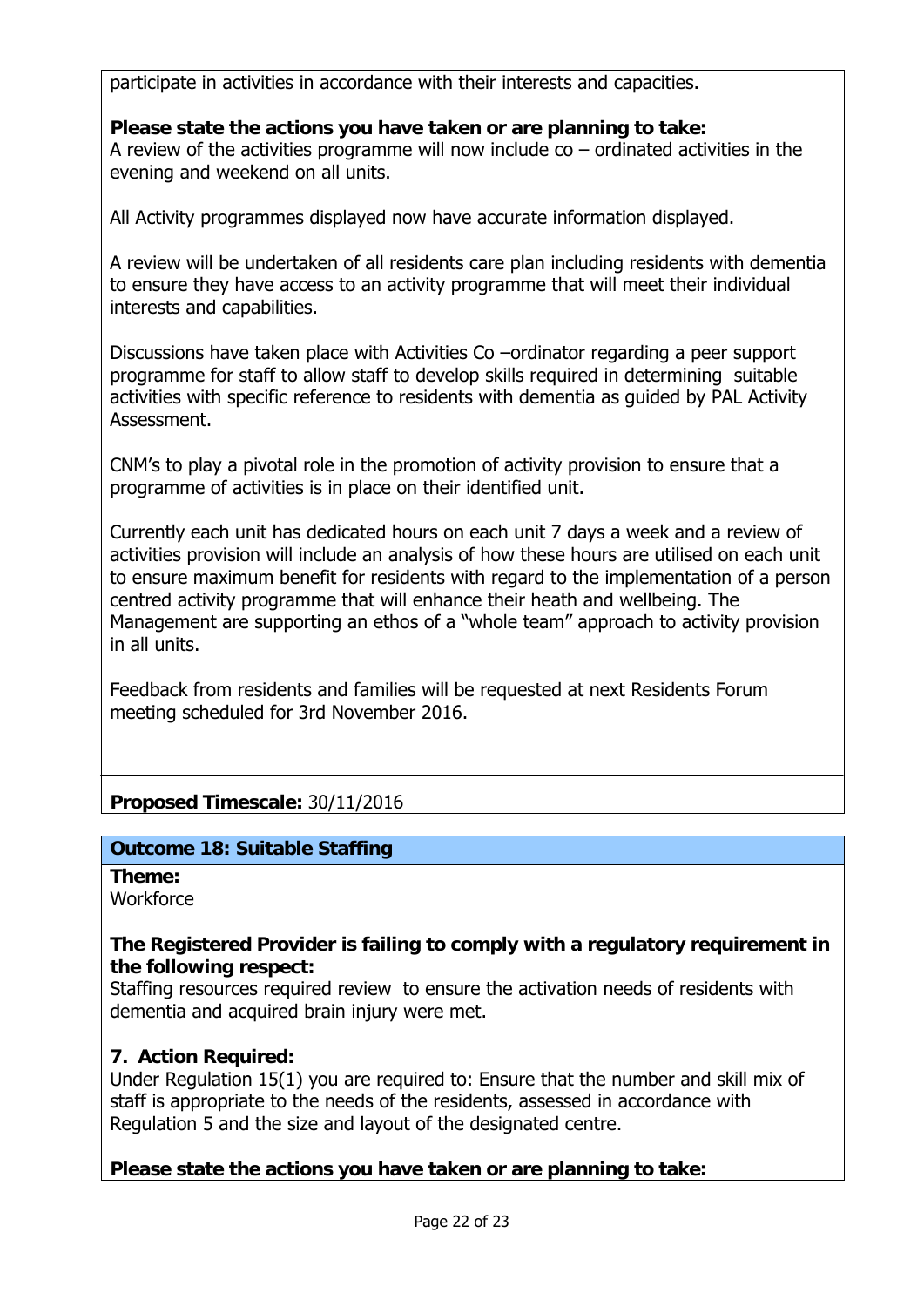participate in activities in accordance with their interests and capacities.

**Please state the actions you have taken or are planning to take:**
A review of the activities programme will now include co – ordinated activities in the evening and weekend on all units.

All Activity programmes displayed now have accurate information displayed.

A review will be undertaken of all residents care plan including residents with dementia to ensure they have access to an activity programme that will meet their individual interests and capabilities.

Discussions have taken place with Activities Co –ordinator regarding a peer support programme for staff to allow staff to develop skills required in determining suitable activities with specific reference to residents with dementia as guided by PAL Activity Assessment.

CNM's to play a pivotal role in the promotion of activity provision to ensure that a programme of activities is in place on their identified unit.

Currently each unit has dedicated hours on each unit 7 days a week and a review of activities provision will include an analysis of how these hours are utilised on each unit to ensure maximum benefit for residents with regard to the implementation of a person centred activity programme that will enhance their heath and wellbeing. The Management are supporting an ethos of a "whole team" approach to activity provision in all units.

Feedback from residents and families will be requested at next Residents Forum meeting scheduled for 3rd November 2016.

**Proposed Timescale:** 30/11/2016

**Outcome 18: Suitable Staffing**

**Theme:**
Workforce

**The Registered Provider is failing to comply with a regulatory requirement in the following respect:**
Staffing resources required review to ensure the activation needs of residents with dementia and acquired brain injury were met.

**7. Action Required:**
Under Regulation 15(1) you are required to: Ensure that the number and skill mix of staff is appropriate to the needs of the residents, assessed in accordance with Regulation 5 and the size and layout of the designated centre.

**Please state the actions you have taken or are planning to take:**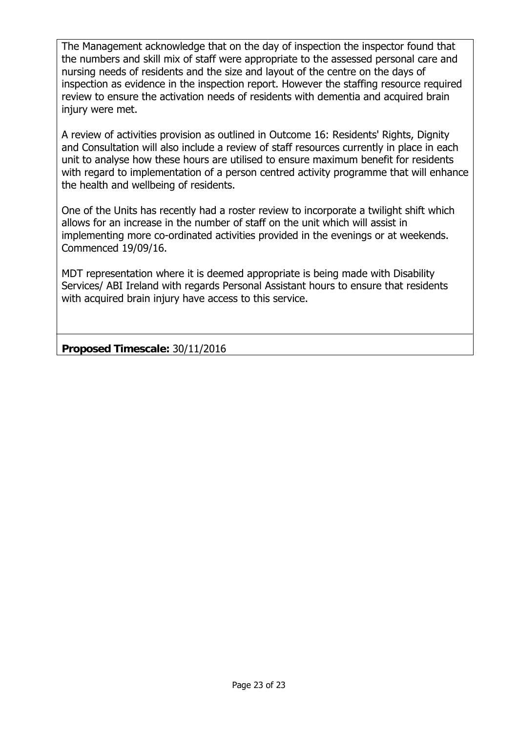The Management acknowledge that on the day of inspection the inspector found that the numbers and skill mix of staff were appropriate to the assessed personal care and nursing needs of residents and the size and layout of the centre on the days of inspection as evidence in the inspection report. However the staffing resource required review to ensure the activation needs of residents with dementia and acquired brain injury were met.

A review of activities provision as outlined in Outcome 16: Residents' Rights, Dignity and Consultation will also include a review of staff resources currently in place in each unit to analyse how these hours are utilised to ensure maximum benefit for residents with regard to implementation of a person centred activity programme that will enhance the health and wellbeing of residents.

One of the Units has recently had a roster review to incorporate a twilight shift which allows for an increase in the number of staff on the unit which will assist in implementing more co-ordinated activities provided in the evenings or at weekends. Commenced 19/09/16.

MDT representation where it is deemed appropriate is being made with Disability Services/ ABI Ireland with regards Personal Assistant hours to ensure that residents with acquired brain injury have access to this service.

**Proposed Timescale:** 30/11/2016